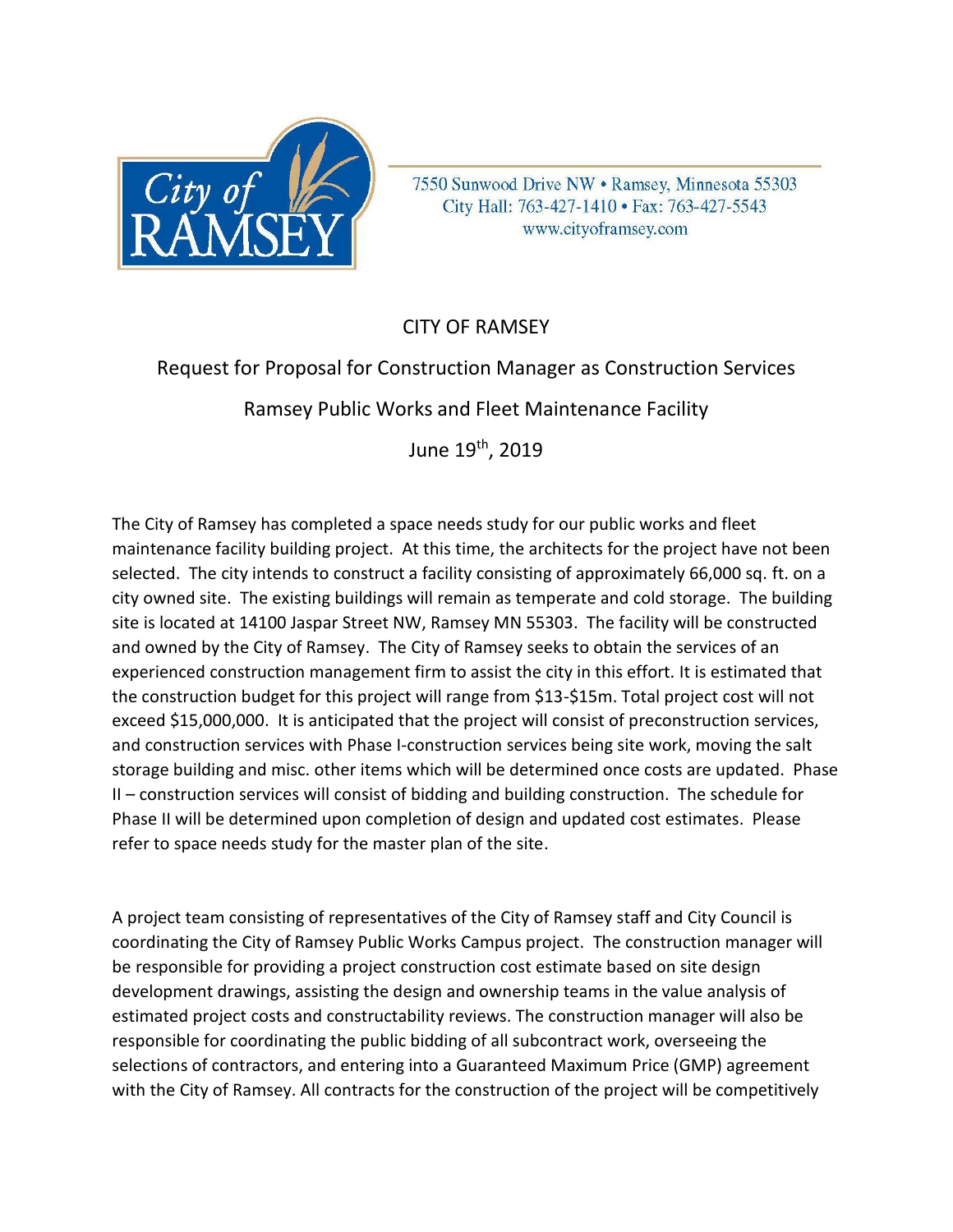7550 Sunwood Drive NW • Ramsey, Minnesota 55303
City Hall: 763-427-1410 • Fax: 763-427-5543
www.cityoframsey.com

# CITY OF RAMSEY

## Request for Proposal for Construction Manager as Construction Services

## Ramsey Public Works and Fleet Maintenance Facility

June 19th, 2019

The City of Ramsey has completed a space needs study for our public works and fleet maintenance facility building project. At this time, the architects for the project have not been selected. The city intends to construct a facility consisting of approximately 66,000 sq. ft. on a city owned site. The existing buildings will remain as temperate and cold storage. The building site is located at 14100 Jaspar Street NW, Ramsey MN 55303. The facility will be constructed and owned by the City of Ramsey. The City of Ramsey seeks to obtain the services of an experienced construction management firm to assist the city in this effort. It is estimated that the construction budget for this project will range from $13-$15m. Total project cost will not exceed $15,000,000. It is anticipated that the project will consist of preconstruction services, and construction services with Phase I-construction services being site work, moving the salt storage building and misc. other items which will be determined once costs are updated. Phase II – construction services will consist of bidding and building construction. The schedule for Phase II will be determined upon completion of design and updated cost estimates. Please refer to space needs study for the master plan of the site.

A project team consisting of representatives of the City of Ramsey staff and City Council is coordinating the City of Ramsey Public Works Campus project. The construction manager will be responsible for providing a project construction cost estimate based on site design development drawings, assisting the design and ownership teams in the value analysis of estimated project costs and constructability reviews. The construction manager will also be responsible for coordinating the public bidding of all subcontract work, overseeing the selections of contractors, and entering into a Guaranteed Maximum Price (GMP) agreement with the City of Ramsey. All contracts for the construction of the project will be competitively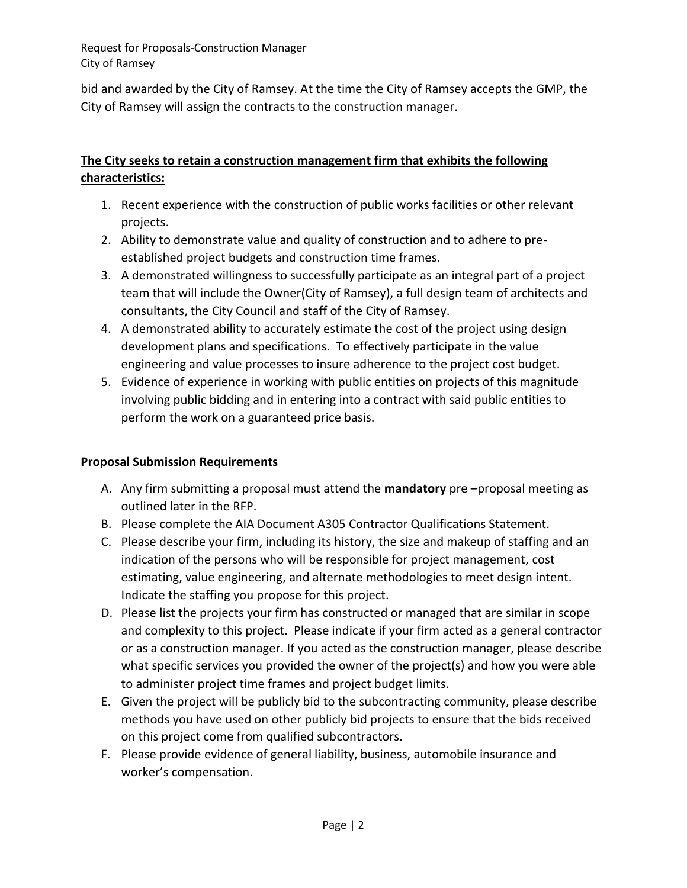bid and awarded by the City of Ramsey. At the time the City of Ramsey accepts the GMP, the City of Ramsey will assign the contracts to the construction manager.

**The City seeks to retain a construction management firm that exhibits the following characteristics:**

1. Recent experience with the construction of public works facilities or other relevant projects.
2. Ability to demonstrate value and quality of construction and to adhere to pre-established project budgets and construction time frames.
3. A demonstrated willingness to successfully participate as an integral part of a project team that will include the Owner(City of Ramsey), a full design team of architects and consultants, the City Council and staff of the City of Ramsey.
4. A demonstrated ability to accurately estimate the cost of the project using design development plans and specifications. To effectively participate in the value engineering and value processes to insure adherence to the project cost budget.
5. Evidence of experience in working with public entities on projects of this magnitude involving public bidding and in entering into a contract with said public entities to perform the work on a guaranteed price basis.

**Proposal Submission Requirements**

A. Any firm submitting a proposal must attend the **mandatory** pre –proposal meeting as outlined later in the RFP.
B. Please complete the AIA Document A305 Contractor Qualifications Statement.
C. Please describe your firm, including its history, the size and makeup of staffing and an indication of the persons who will be responsible for project management, cost estimating, value engineering, and alternate methodologies to meet design intent. Indicate the staffing you propose for this project.
D. Please list the projects your firm has constructed or managed that are similar in scope and complexity to this project. Please indicate if your firm acted as a general contractor or as a construction manager. If you acted as the construction manager, please describe what specific services you provided the owner of the project(s) and how you were able to administer project time frames and project budget limits.
E. Given the project will be publicly bid to the subcontracting community, please describe methods you have used on other publicly bid projects to ensure that the bids received on this project come from qualified subcontractors.
F. Please provide evidence of general liability, business, automobile insurance and worker's compensation.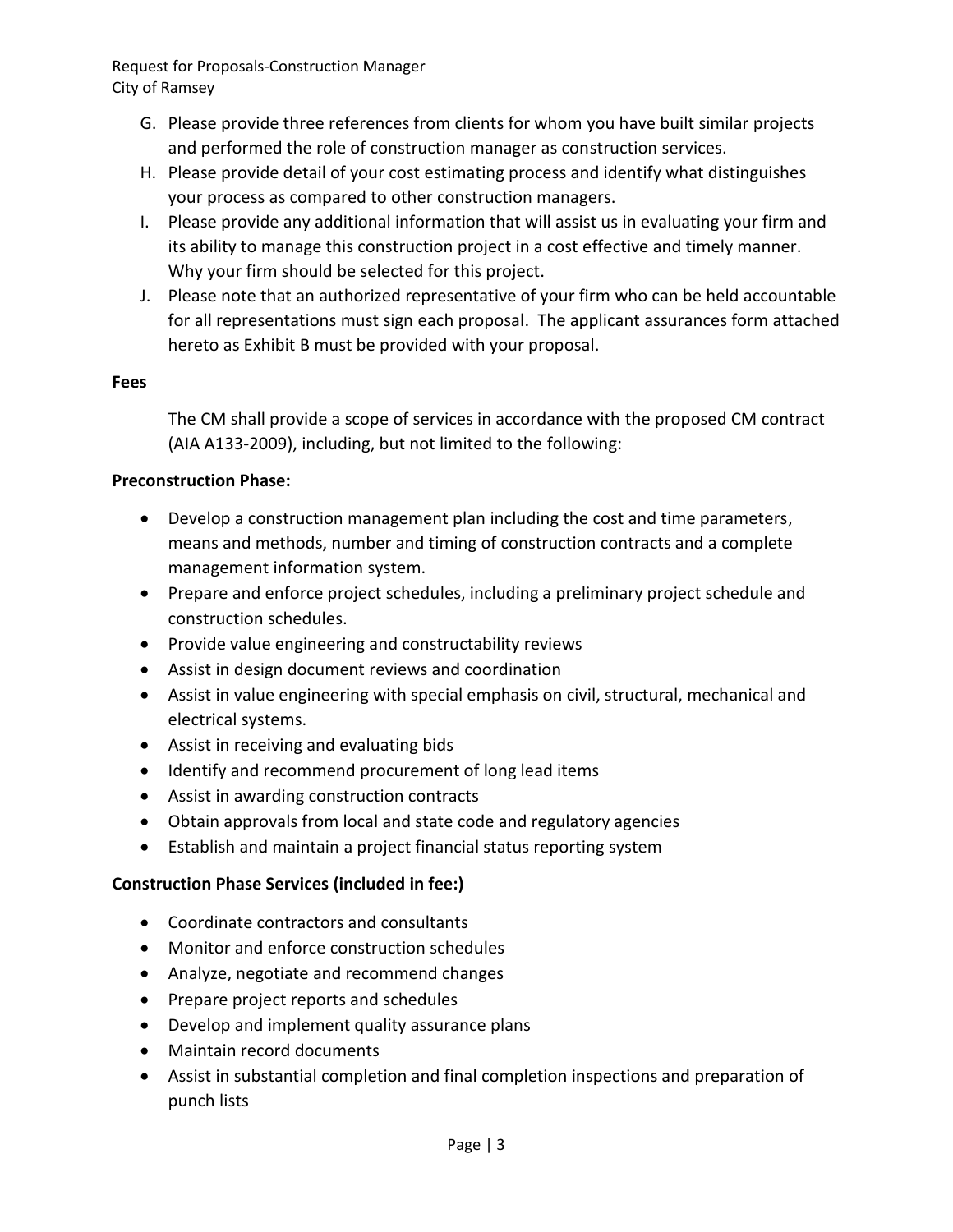G. Please provide three references from clients for whom you have built similar projects and performed the role of construction manager as construction services.

H. Please provide detail of your cost estimating process and identify what distinguishes your process as compared to other construction managers.

I. Please provide any additional information that will assist us in evaluating your firm and its ability to manage this construction project in a cost effective and timely manner. Why your firm should be selected for this project.

J. Please note that an authorized representative of your firm who can be held accountable for all representations must sign each proposal. The applicant assurances form attached hereto as Exhibit B must be provided with your proposal.

**Fees**

The CM shall provide a scope of services in accordance with the proposed CM contract (AIA A133-2009), including, but not limited to the following:

**Preconstruction Phase:**

- Develop a construction management plan including the cost and time parameters, means and methods, number and timing of construction contracts and a complete management information system.
- Prepare and enforce project schedules, including a preliminary project schedule and construction schedules.
- Provide value engineering and constructability reviews
- Assist in design document reviews and coordination
- Assist in value engineering with special emphasis on civil, structural, mechanical and electrical systems.
- Assist in receiving and evaluating bids
- Identify and recommend procurement of long lead items
- Assist in awarding construction contracts
- Obtain approvals from local and state code and regulatory agencies
- Establish and maintain a project financial status reporting system

**Construction Phase Services (included in fee:)**

- Coordinate contractors and consultants
- Monitor and enforce construction schedules
- Analyze, negotiate and recommend changes
- Prepare project reports and schedules
- Develop and implement quality assurance plans
- Maintain record documents
- Assist in substantial completion and final completion inspections and preparation of punch lists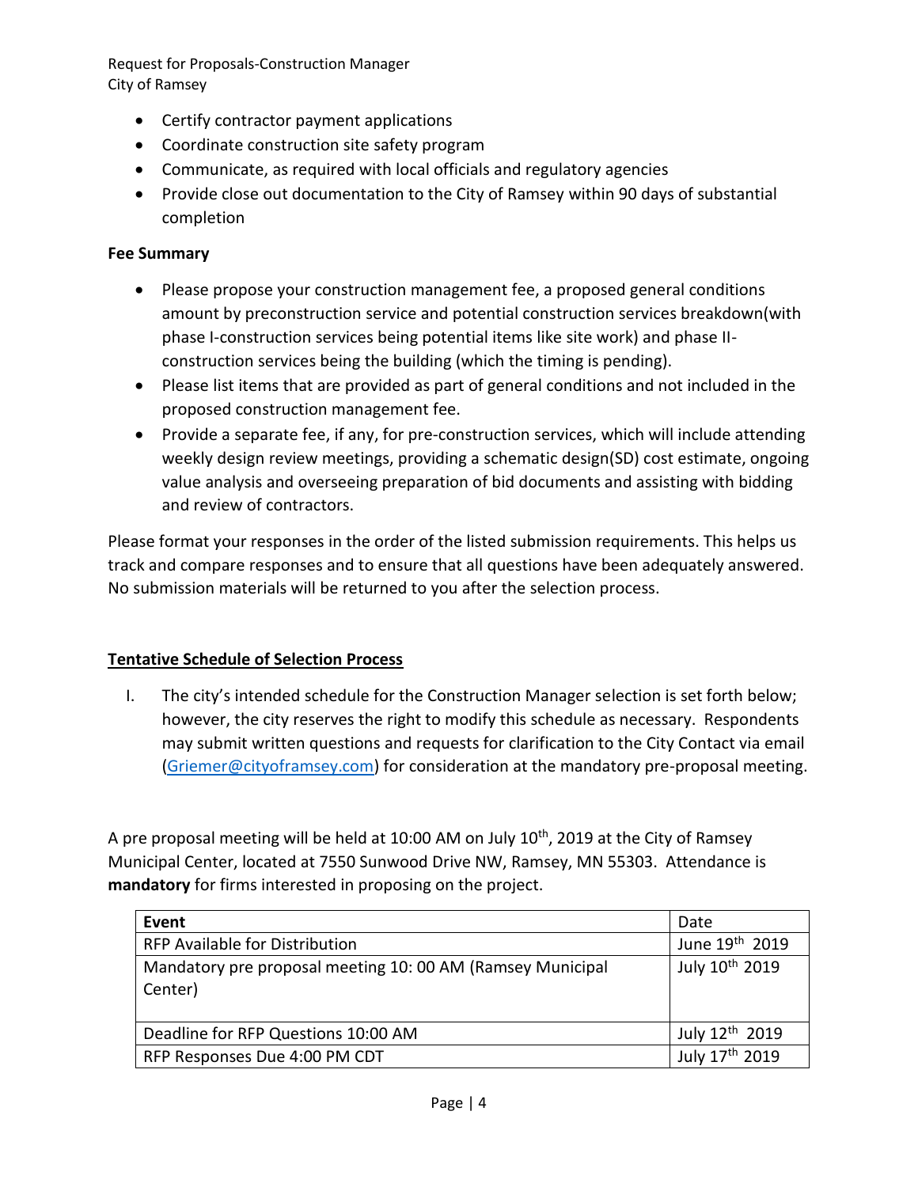- Certify contractor payment applications
- Coordinate construction site safety program
- Communicate, as required with local officials and regulatory agencies
- Provide close out documentation to the City of Ramsey within 90 days of substantial completion

**Fee Summary**

- Please propose your construction management fee, a proposed general conditions amount by preconstruction service and potential construction services breakdown(with phase I-construction services being potential items like site work) and phase II-construction services being the building (which the timing is pending).
- Please list items that are provided as part of general conditions and not included in the proposed construction management fee.
- Provide a separate fee, if any, for pre-construction services, which will include attending weekly design review meetings, providing a schematic design(SD) cost estimate, ongoing value analysis and overseeing preparation of bid documents and assisting with bidding and review of contractors.

Please format your responses in the order of the listed submission requirements. This helps us track and compare responses and to ensure that all questions have been adequately answered. No submission materials will be returned to you after the selection process.

**Tentative Schedule of Selection Process**

I. The city's intended schedule for the Construction Manager selection is set forth below; however, the city reserves the right to modify this schedule as necessary. Respondents may submit written questions and requests for clarification to the City Contact via email (Griemer@cityofrasmey.com) for consideration at the mandatory pre-proposal meeting.

A pre proposal meeting will be held at 10:00 AM on July 10th, 2019 at the City of Ramsey Municipal Center, located at 7550 Sunwood Drive NW, Ramsey, MN 55303. Attendance is **mandatory** for firms interested in proposing on the project.

| Event | Date |
|---|---|
| RFP Available for Distribution | June 19th 2019 |
| Mandatory pre proposal meeting 10: 00 AM (Ramsey Municipal Center) | July 10th 2019 |
| Deadline for RFP Questions 10:00 AM | July 12th 2019 |
| RFP Responses Due 4:00 PM CDT | July 17th 2019 |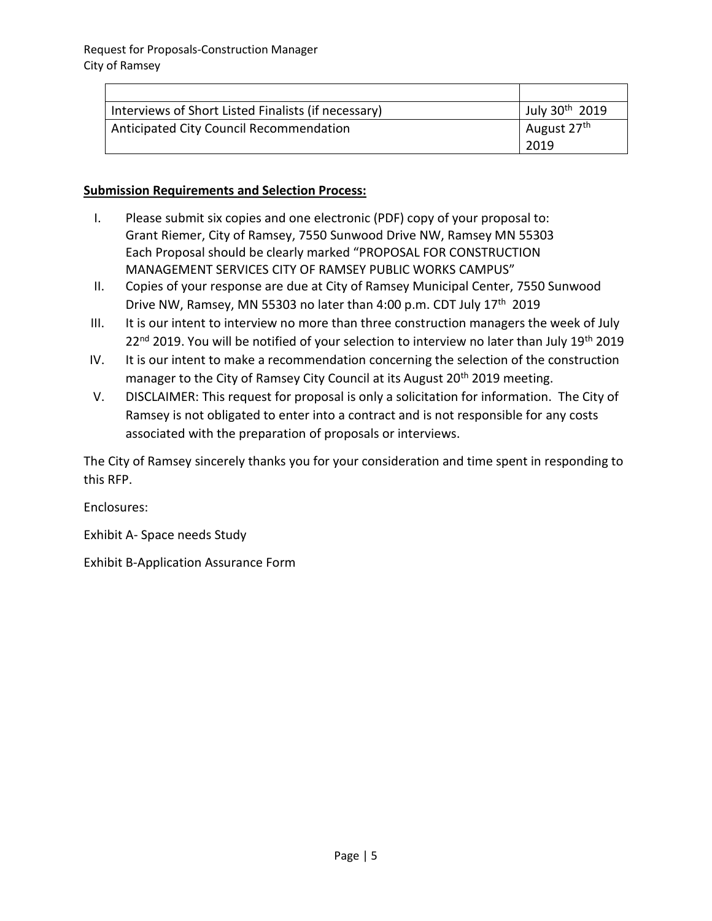| | |
|---|---|
| Interviews of Short Listed Finalists (if necessary) | July 30th 2019 |
| Anticipated City Council Recommendation | August 27th 2019 |

**Submission Requirements and Selection Process:**

I. Please submit six copies and one electronic (PDF) copy of your proposal to: Grant Riemer, City of Ramsey, 7550 Sunwood Drive NW, Ramsey MN 55303 Each Proposal should be clearly marked "PROPOSAL FOR CONSTRUCTION MANAGEMENT SERVICES CITY OF RAMSEY PUBLIC WORKS CAMPUS"

II. Copies of your response are due at City of Ramsey Municipal Center, 7550 Sunwood Drive NW, Ramsey, MN 55303 no later than 4:00 p.m. CDT July 17th 2019

III. It is our intent to interview no more than three construction managers the week of July 22nd 2019. You will be notified of your selection to interview no later than July 19th 2019

IV. It is our intent to make a recommendation concerning the selection of the construction manager to the City of Ramsey City Council at its August 20th 2019 meeting.

V. DISCLAIMER: This request for proposal is only a solicitation for information. The City of Ramsey is not obligated to enter into a contract and is not responsible for any costs associated with the preparation of proposals or interviews.

The City of Ramsey sincerely thanks you for your consideration and time spent in responding to this RFP.

Enclosures:

Exhibit A- Space needs Study

Exhibit B-Application Assurance Form